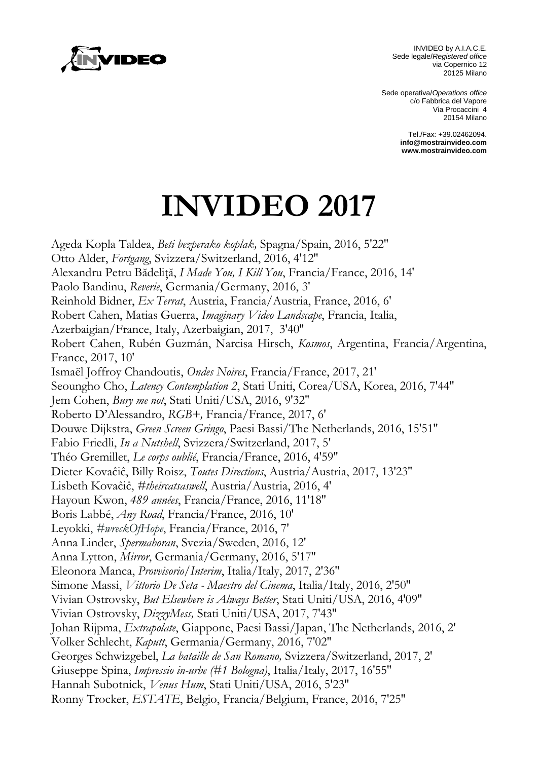INVIDEO by A.I.A.C.E.
Sede legale/*Registered office*
via Copernico 12
20125 Milano

Sede operativa/*Operations office*
c/o Fabbrica del Vapore
Via Procaccini 4
20154 Milano

Tel./Fax: +39.02462094.
**info@mostrainvideo.com**
**www.mostrainvideo.com**

# INVIDEO 2017

Ageda Kopla Taldea, *Beti bezperako koplak,* Spagna/Spain, 2016, 5'22''
Otto Alder, *Fortgang*, Svizzera/Switzerland, 2016, 4'12''
Alexandru Petru Bădeliţă, *I Made You, I Kill You*, Francia/France, 2016, 14'
Paolo Bandinu, *Reverie*, Germania/Germany, 2016, 3'
Reinhold Bidner, *Ex Terrat*, Austria, Francia/Austria, France, 2016, 6'
Robert Cahen, Matias Guerra, *Imaginary Video Landscape*, Francia, Italia, Azerbaigian/France, Italy, Azerbaigian, 2017, 3'40''
Robert Cahen, Rubén Guzmán, Narcisa Hirsch, *Kosmos*, Argentina, Francia/Argentina, France, 2017, 10'
Ismaël Joffroy Chandoutis, *Ondes Noires*, Francia/France, 2017, 21'
Seoungho Cho, *Latency Contemplation 2*, Stati Uniti, Corea/USA, Korea, 2016, 7'44''
Jem Cohen, *Bury me not*, Stati Uniti/USA, 2016, 9'32''
Roberto D'Alessandro, *RGB+,* Francia/France, 2017, 6'
Douwe Dijkstra, *Green Screen Gringo*, Paesi Bassi/The Netherlands, 2016, 15'51''
Fabio Friedli, *In a Nutshell*, Svizzera/Switzerland, 2017, 5'
Théo Gremillet, *Le corps oublié*, Francia/France, 2016, 4'59''
Dieter Kovaĉiĉ, Billy Roisz, *Toutes Directions*, Austria/Austria, 2017, 13'23''
Lisbeth Kovaĉiĉ, *#theircatsaswell*, Austria/Austria, 2016, 4'
Hayoun Kwon, *489 années*, Francia/France, 2016, 11'18''
Boris Labbé, *Any Road*, Francia/France, 2016, 10'
Leyokki, *#wreckOfHope*, Francia/France, 2016, 7'
Anna Linder, *Spermahoran*, Svezia/Sweden, 2016, 12'
Anna Lytton, *Mirror*, Germania/Germany, 2016, 5'17''
Eleonora Manca, *Provvisorio/Interim*, Italia/Italy, 2017, 2'36''
Simone Massi, *Vittorio De Seta - Maestro del Cinema*, Italia/Italy, 2016, 2'50''
Vivian Ostrovsky, *But Elsewhere is Always Better*, Stati Uniti/USA, 2016, 4'09''
Vivian Ostrovsky, *DizzyMess,* Stati Uniti/USA, 2017, 7'43''
Johan Rijpma, *Extrapolate*, Giappone, Paesi Bassi/Japan, The Netherlands, 2016, 2'
Volker Schlecht, *Kaputt*, Germania/Germany, 2016, 7'02''
Georges Schwizgebel, *La bataille de San Romano,* Svizzera/Switzerland, 2017, 2'
Giuseppe Spina, *Impressio in-urbe (#1 Bologna)*, Italia/Italy, 2017, 16'55''
Hannah Subotnick, *Venus Hum*, Stati Uniti/USA, 2016, 5'23''
Ronny Trocker, *ESTATE*, Belgio, Francia/Belgium, France, 2016, 7'25''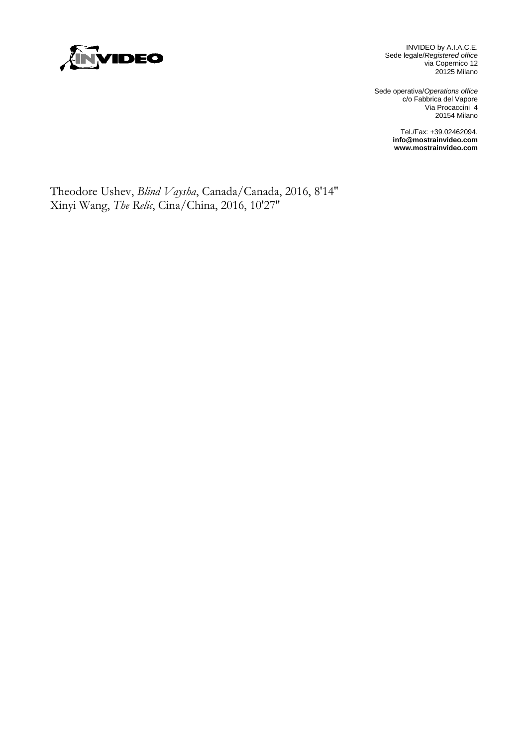Theodore Ushev, *Blind Vaysha*, Canada/Canada, 2016, 8'14''
Xinyi Wang, *The Relic*, Cina/China, 2016, 10'27''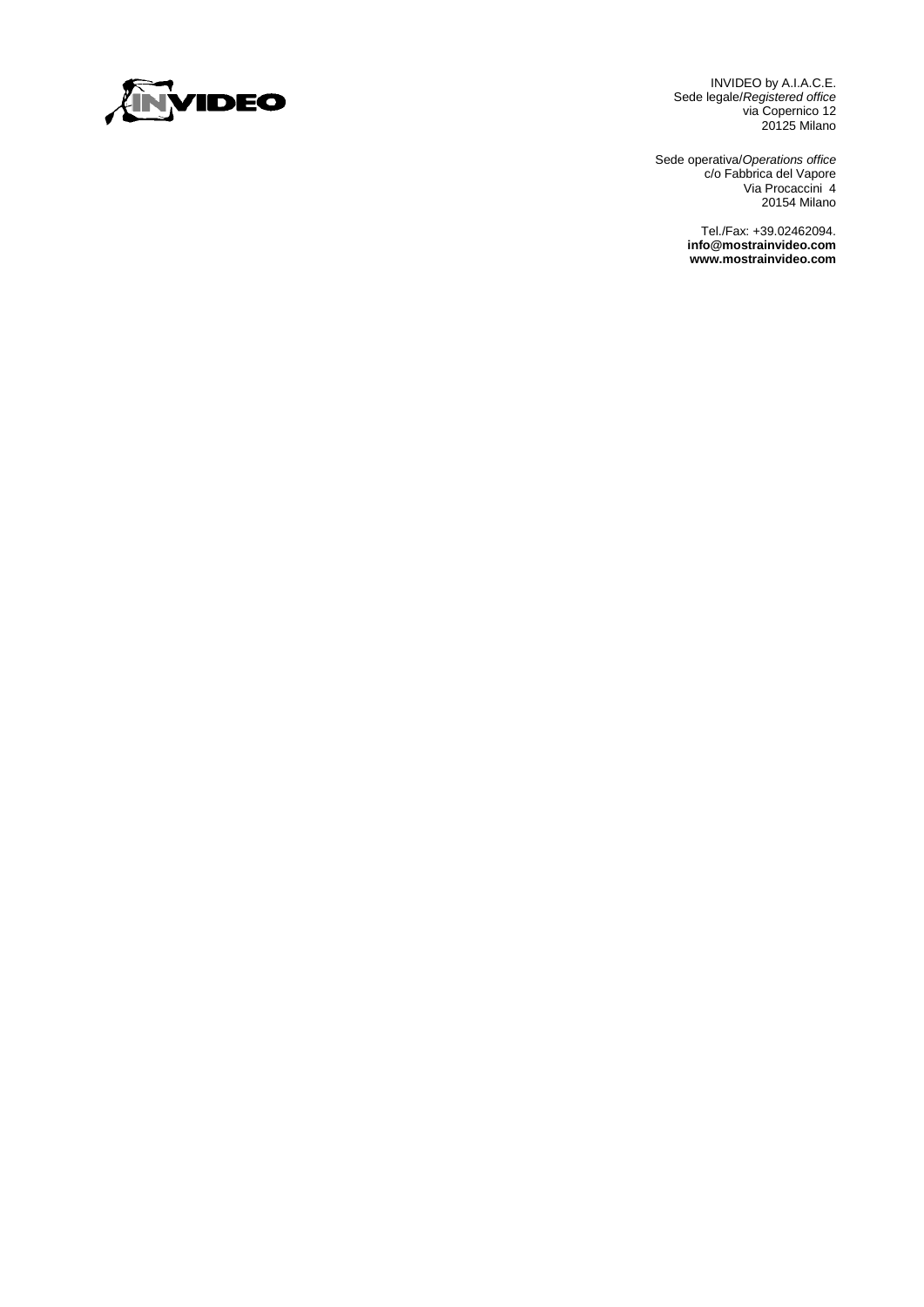INVIDEO by A.I.A.C.E.
Sede legale/*Registered office*
via Copernico 12
20125 Milano

Sede operativa/*Operations office*
c/o Fabbrica del Vapore
Via Procaccini 4
20154 Milano

Tel./Fax: +39.02462094.
**info@mostrainvideo.com**
**www.mostrainvideo.com**